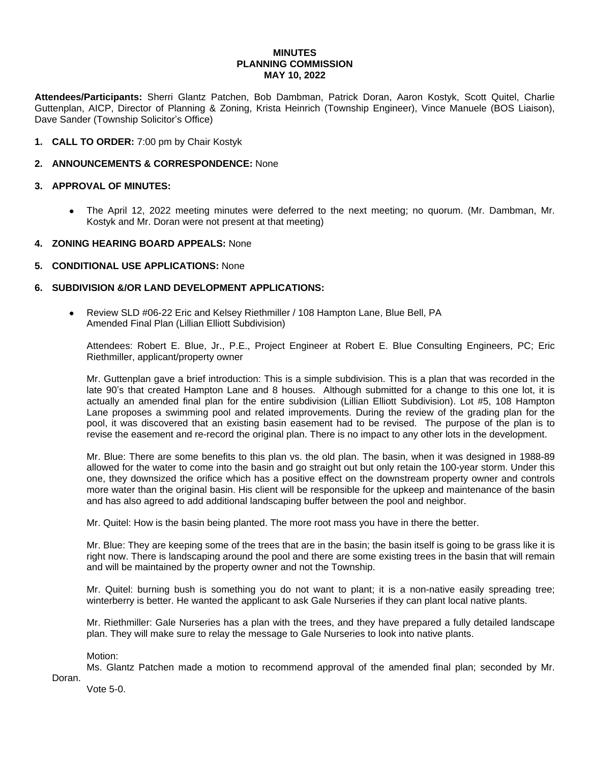# MINUTES
# PLANNING COMMISSION
# MAY 10, 2022

**Attendees/Participants:** Sherri Glantz Patchen, Bob Dambman, Patrick Doran, Aaron Kostyk, Scott Quitel, Charlie Guttenplan, AICP, Director of Planning & Zoning, Krista Heinrich (Township Engineer), Vince Manuele (BOS Liaison), Dave Sander (Township Solicitor's Office)

1. **CALL TO ORDER:** 7:00 pm by Chair Kostyk

2. **ANNOUNCEMENTS & CORRESPONDENCE:** None

3. **APPROVAL OF MINUTES:**

   - The April 12, 2022 meeting minutes were deferred to the next meeting; no quorum. (Mr. Dambman, Mr. Kostyk and Mr. Doran were not present at that meeting)

4. **ZONING HEARING BOARD APPEALS:** None

5. **CONDITIONAL USE APPLICATIONS:** None

6. **SUBDIVISION &/OR LAND DEVELOPMENT APPLICATIONS:**

   - Review SLD #06-22 Eric and Kelsey Riethmiller / 108 Hampton Lane, Blue Bell, PA
     Amended Final Plan (Lillian Elliott Subdivision)

     Attendees: Robert E. Blue, Jr., P.E., Project Engineer at Robert E. Blue Consulting Engineers, PC; Eric Riethmiller, applicant/property owner

     Mr. Guttenplan gave a brief introduction: This is a simple subdivision. This is a plan that was recorded in the late 90's that created Hampton Lane and 8 houses. Although submitted for a change to this one lot, it is actually an amended final plan for the entire subdivision (Lillian Elliott Subdivision). Lot #5, 108 Hampton Lane proposes a swimming pool and related improvements. During the review of the grading plan for the pool, it was discovered that an existing basin easement had to be revised. The purpose of the plan is to revise the easement and re-record the original plan. There is no impact to any other lots in the development.

     Mr. Blue: There are some benefits to this plan vs. the old plan. The basin, when it was designed in 1988-89 allowed for the water to come into the basin and go straight out but only retain the 100-year storm. Under this one, they downsized the orifice which has a positive effect on the downstream property owner and controls more water than the original basin. His client will be responsible for the upkeep and maintenance of the basin and has also agreed to add additional landscaping buffer between the pool and neighbor.

     Mr. Quitel: How is the basin being planted. The more root mass you have in there the better.

     Mr. Blue: They are keeping some of the trees that are in the basin; the basin itself is going to be grass like it is right now. There is landscaping around the pool and there are some existing trees in the basin that will remain and will be maintained by the property owner and not the Township.

     Mr. Quitel: burning bush is something you do not want to plant; it is a non-native easily spreading tree; winterberry is better. He wanted the applicant to ask Gale Nurseries if they can plant local native plants.

     Mr. Riethmiller: Gale Nurseries has a plan with the trees, and they have prepared a fully detailed landscape plan. They will make sure to relay the message to Gale Nurseries to look into native plants.

     Motion:
     Ms. Glantz Patchen made a motion to recommend approval of the amended final plan; seconded by Mr. Doran.
     Vote 5-0.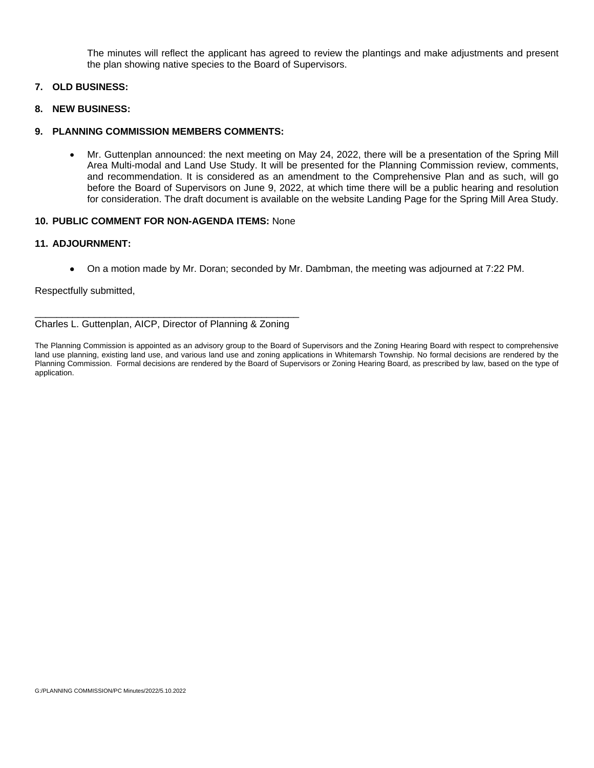The minutes will reflect the applicant has agreed to review the plantings and make adjustments and present the plan showing native species to the Board of Supervisors.

**7. OLD BUSINESS:**

**8. NEW BUSINESS:**

**9. PLANNING COMMISSION MEMBERS COMMENTS:**

- Mr. Guttenplan announced: the next meeting on May 24, 2022, there will be a presentation of the Spring Mill Area Multi-modal and Land Use Study. It will be presented for the Planning Commission review, comments, and recommendation. It is considered as an amendment to the Comprehensive Plan and as such, will go before the Board of Supervisors on June 9, 2022, at which time there will be a public hearing and resolution for consideration. The draft document is available on the website Landing Page for the Spring Mill Area Study.

**10. PUBLIC COMMENT FOR NON-AGENDA ITEMS:** None

**11. ADJOURNMENT:**

- On a motion made by Mr. Doran; seconded by Mr. Dambman, the meeting was adjourned at 7:22 PM.

Respectfully submitted,

_________________________________________________

Charles L. Guttenplan, AICP, Director of Planning & Zoning

The Planning Commission is appointed as an advisory group to the Board of Supervisors and the Zoning Hearing Board with respect to comprehensive land use planning, existing land use, and various land use and zoning applications in Whitemarsh Township. No formal decisions are rendered by the Planning Commission. Formal decisions are rendered by the Board of Supervisors or Zoning Hearing Board, as prescribed by law, based on the type of application.

G:/PLANNING COMMISSION/PC Minutes/2022/5.10.2022